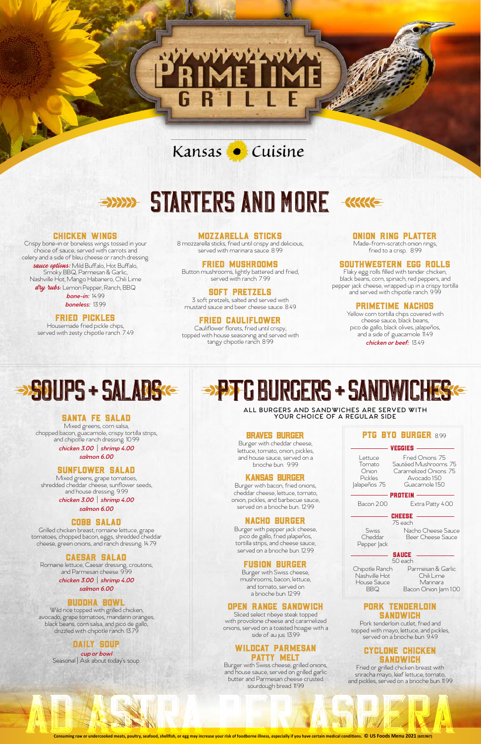# PrimeTime Grille

Kansas Cuisine

## Starters and More

### Chicken Wings

Crispy bone-in or boneless wings tossed in your choice of sauce, served with carrots and celery and a side of bleu cheese or ranch dressing.

***sauce options:*** Mild Buffalo, Hot Buffalo, Smoky BBQ, Parmesan & Garlic, Nashville Hot, Mango Habanero, Chili Lime

***dry rubs:*** Lemon Pepper, Ranch, BBQ

***bone-in:*** 14.99

***boneless:*** 13.99

### Fried Pickles

Housemade fried pickle chips, served with zesty chipotle ranch. 7.49

### Mozzarella Sticks

8 mozzarella sticks, fried until crispy and delicious, served with marinara sauce. 8.99

### Fried Mushrooms

Button mushrooms, lightly battered and fried, served with ranch. 7.99

### Soft Pretzels

3 soft pretzels, salted and served with mustard sauce and beer cheese sauce. 8.49

### Fried Cauliflower

Cauliflower florets, fried until crispy, topped with house seasoning and served with tangy chipotle ranch. 8.99

### Onion Ring Platter

Made-from-scratch onion rings, fried to a crisp. 8.99

### Southwestern Egg Rolls

Flaky egg rolls filled with tender chicken, black beans, corn, spinach, red peppers, and pepper jack cheese, wrapped up in a crispy tortilla and served with chipotle ranch. 9.99

### PrimeTime Nachos

Yellow corn tortilla chips covered with cheese sauce, black beans, pico de gallo, black olives, jalapeños, and a side of guacamole. 11.49

***chicken or beef:*** 13.49

## Soups + Salads

### Santa Fe Salad

Mixed greens, corn salsa, chopped bacon, guacamole, crispy tortilla strips, and chipotle ranch dressing. 10.99

***chicken 3.00 | shrimp 4.00***

***salmon 6.00***

### Sunflower Salad

Mixed greens, grape tomatoes, shredded cheddar cheese, sunflower seeds, and house dressing. 9.99

***chicken 3.00 | shrimp 4.00***

***salmon 6.00***

### Cobb Salad

Grilled chicken breast, romaine lettuce, grape tomatoes, chopped bacon, eggs, shredded cheddar cheese, green onions, and ranch dressing. 14.79

### Caesar Salad

Romaine lettuce, Caesar dressing, croutons, and Parmesan cheese. 9.99

***chicken 3.00 | shrimp 4.00***

***salmon 6.00***

### Buddha Bowl

Wild rice topped with grilled chicken, avocado, grape tomatoes, mandarin oranges, black beans, corn salsa, and pico de gallo, drizzled with chipotle ranch. 13.79

### Daily Soup

***cup or bowl***

Seasonal | Ask about today's soup.

## PTG Burgers + Sandwiches

ALL BURGERS AND SANDWICHES ARE SERVED WITH YOUR CHOICE OF A REGULAR SIDE

### Braves Burger

Burger with cheddar cheese, lettuce, tomato, onion, pickles, and house sauce, served on a brioche bun. 9.99

### Kansas Burger

Burger with bacon, fried onions, cheddar cheese, lettuce, tomato, onion, pickles, and barbecue sauce, served on a brioche bun. 12.99

### Nacho Burger

Burger with pepper jack cheese, pico de gallo, fried jalapeños, tortilla strips, and cheese sauce, served on a brioche bun. 12.99

### Fusion Burger

Burger with Swiss cheese, mushrooms, bacon, lettuce, and tomato, served on a brioche bun. 12.99

### Open Range Sandwich

Sliced select ribeye steak topped with provolone cheese and caramelized onions, served on a toasted hoagie with a side of au jus. 13.99

### Wildcat Parmesan Patty Melt

Burger with Swiss cheese, grilled onions, and house sauce, served on grilled garlic butter and Parmesan cheese crusted sourdough bread. 11.99

### PTG BYO Burger 8.99

**VEGGIES**

- Lettuce
- Tomato
- Onion
- Pickles
- Jalapeños .75
- Fried Onions .75
- Sautéed Mushrooms .75
- Caramelized Onions .75
- Avocado 1.50
- Guacamole 1.50

**PROTEIN**

- Bacon 2.00
- Extra Patty 4.00

**CHEESE**

.75 each

- Swiss
- Cheddar
- Pepper Jack
- Nacho Cheese Sauce
- Beer Cheese Sauce

**SAUCE**

.50 each

- Chipotle Ranch
- Nashville Hot
- House Sauce
- BBQ
- Parmesan & Garlic
- Chili Lime
- Marinara
- Bacon Onion Jam 1.00

### Pork Tenderloin Sandwich

Pork tenderloin cutlet, fried and topped with mayo, lettuce, and pickles, served on a brioche bun. 9.49

### Cyclone Chicken Sandwich

Fried or grilled chicken breast with sriracha mayo, leaf lettuce, tomato, and pickles, served on a brioche bun. 11.99

AD ASTRA PER ASPERA

Consuming raw or undercooked meats, poultry, seafood, shellfish, or egg may increase your risk of foodborne illness, especially if you have certain medical conditions. © US Foods Menu 2021 (601967)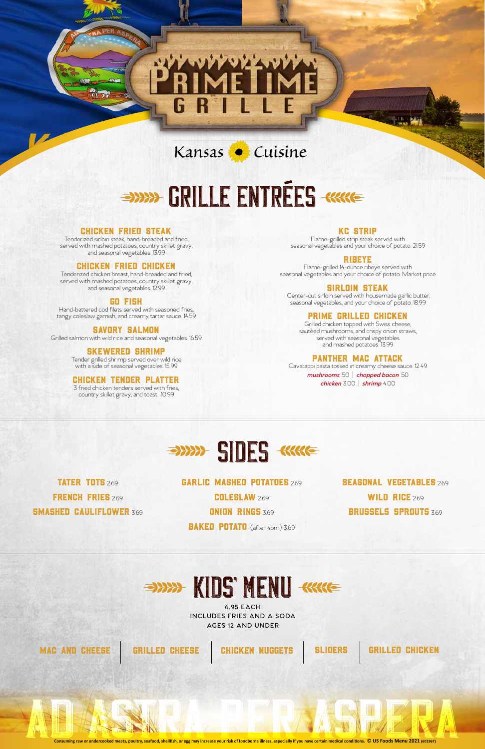# PRIMETIME GRILLE

Kansas Cuisine

## GRILLE ENTRÉES

### CHICKEN FRIED STEAK
Tenderized sirloin steak, hand-breaded and fried, served with mashed potatoes, country skillet gravy, and seasonal vegetables. 13.99

### CHICKEN FRIED CHICKEN
Tenderized chicken breast, hand-breaded and fried, served with mashed potatoes, country skillet gravy, and seasonal vegetables. 12.99

### GO FISH
Hand-battered cod filets served with seasoned fries, tangy coleslaw garnish, and creamy tartar sauce. 14.59

### SAVORY SALMON
Grilled salmon with wild rice and seasonal vegetables. 16.59

### SKEWERED SHRIMP
Tender grilled shrimp served over wild rice with a side of seasonal vegetables. 15.99

### CHICKEN TENDER PLATTER
3 fried chicken tenders served with fries, country skillet gravy, and toast. 10.99

### KC STRIP
Flame-grilled strip steak served with seasonal vegetables and your choice of potato. 21.59

### RIBEYE
Flame-grilled 14-ounce ribeye served with seasonal vegetables and your choice of potato. Market price

### SIRLOIN STEAK
Center-cut sirloin served with housemade garlic butter, seasonal vegetables, and your choice of potato. 18.99

### PRIME GRILLED CHICKEN
Grilled chicken topped with Swiss cheese, sautéed mushrooms, and crispy onion straws, served with seasonal vegetables and mashed potatoes. 13.99

### PANTHER MAC ATTACK
Cavatappi pasta tossed in creamy cheese sauce. 12.49

*mushrooms* .50 | *chopped bacon* .50
*chicken* 3.00 | *shrimp* 4.00

## SIDES

TATER TOTS 2.69
FRENCH FRIES 2.69
SMASHED CAULIFLOWER 3.69
GARLIC MASHED POTATOES 2.69
COLESLAW 2.69
ONION RINGS 3.69
BAKED POTATO (after 4pm) 3.69
SEASONAL VEGETABLES 2.69
WILD RICE 2.69
BRUSSELS SPROUTS 3.69

## KIDS' MENU

6.95 EACH
INCLUDES FRIES AND A SODA
AGES 12 AND UNDER

MAC AND CHEESE | GRILLED CHEESE | CHICKEN NUGGETS | SLIDERS | GRILLED CHICKEN

AD ASTRA PER ASPERA

Consuming raw or undercooked meats, poultry, seafood, shellfish, or egg may increase your risk of foodborne illness, especially if you have certain medical conditions. © US Foods Menu 2021 (601967)